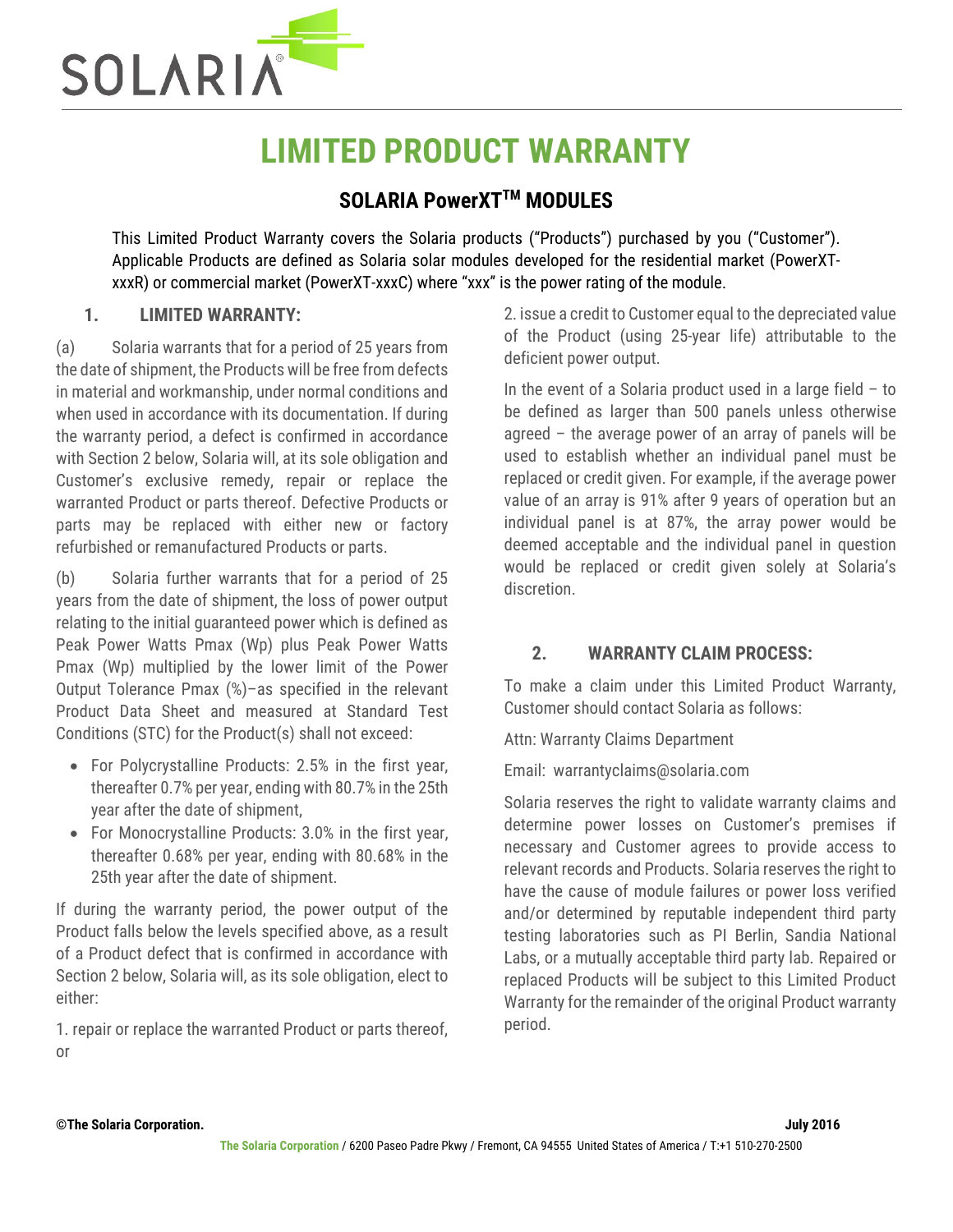# LIMITED PRODUCT WARRANTY

## SOLARIA PowerXT™ MODULES

This Limited Product Warranty covers the Solaria products ("Products") purchased by you ("Customer"). Applicable Products are defined as Solaria solar modules developed for the residential market (PowerXT-xxxR) or commercial market (PowerXT-xxxC) where "xxx" is the power rating of the module.

### 1. LIMITED WARRANTY:

(a) Solaria warrants that for a period of 25 years from the date of shipment, the Products will be free from defects in material and workmanship, under normal conditions and when used in accordance with its documentation. If during the warranty period, a defect is confirmed in accordance with Section 2 below, Solaria will, at its sole obligation and Customer's exclusive remedy, repair or replace the warranted Product or parts thereof. Defective Products or parts may be replaced with either new or factory refurbished or remanufactured Products or parts.

(b) Solaria further warrants that for a period of 25 years from the date of shipment, the loss of power output relating to the initial guaranteed power which is defined as Peak Power Watts Pmax (Wp) plus Peak Power Watts Pmax (Wp) multiplied by the lower limit of the Power Output Tolerance Pmax (%)–as specified in the relevant Product Data Sheet and measured at Standard Test Conditions (STC) for the Product(s) shall not exceed:

- For Polycrystalline Products: 2.5% in the first year, thereafter 0.7% per year, ending with 80.7% in the 25th year after the date of shipment,
- For Monocrystalline Products: 3.0% in the first year, thereafter 0.68% per year, ending with 80.68% in the 25th year after the date of shipment.

If during the warranty period, the power output of the Product falls below the levels specified above, as a result of a Product defect that is confirmed in accordance with Section 2 below, Solaria will, as its sole obligation, elect to either:

1. repair or replace the warranted Product or parts thereof, or

2. issue a credit to Customer equal to the depreciated value of the Product (using 25-year life) attributable to the deficient power output.

In the event of a Solaria product used in a large field – to be defined as larger than 500 panels unless otherwise agreed – the average power of an array of panels will be used to establish whether an individual panel must be replaced or credit given. For example, if the average power value of an array is 91% after 9 years of operation but an individual panel is at 87%, the array power would be deemed acceptable and the individual panel in question would be replaced or credit given solely at Solaria's discretion.

### 2. WARRANTY CLAIM PROCESS:

To make a claim under this Limited Product Warranty, Customer should contact Solaria as follows:

Attn: Warranty Claims Department

Email: warrantyclaims@solaria.com

Solaria reserves the right to validate warranty claims and determine power losses on Customer's premises if necessary and Customer agrees to provide access to relevant records and Products. Solaria reserves the right to have the cause of module failures or power loss verified and/or determined by reputable independent third party testing laboratories such as PI Berlin, Sandia National Labs, or a mutually acceptable third party lab. Repaired or replaced Products will be subject to this Limited Product Warranty for the remainder of the original Product warranty period.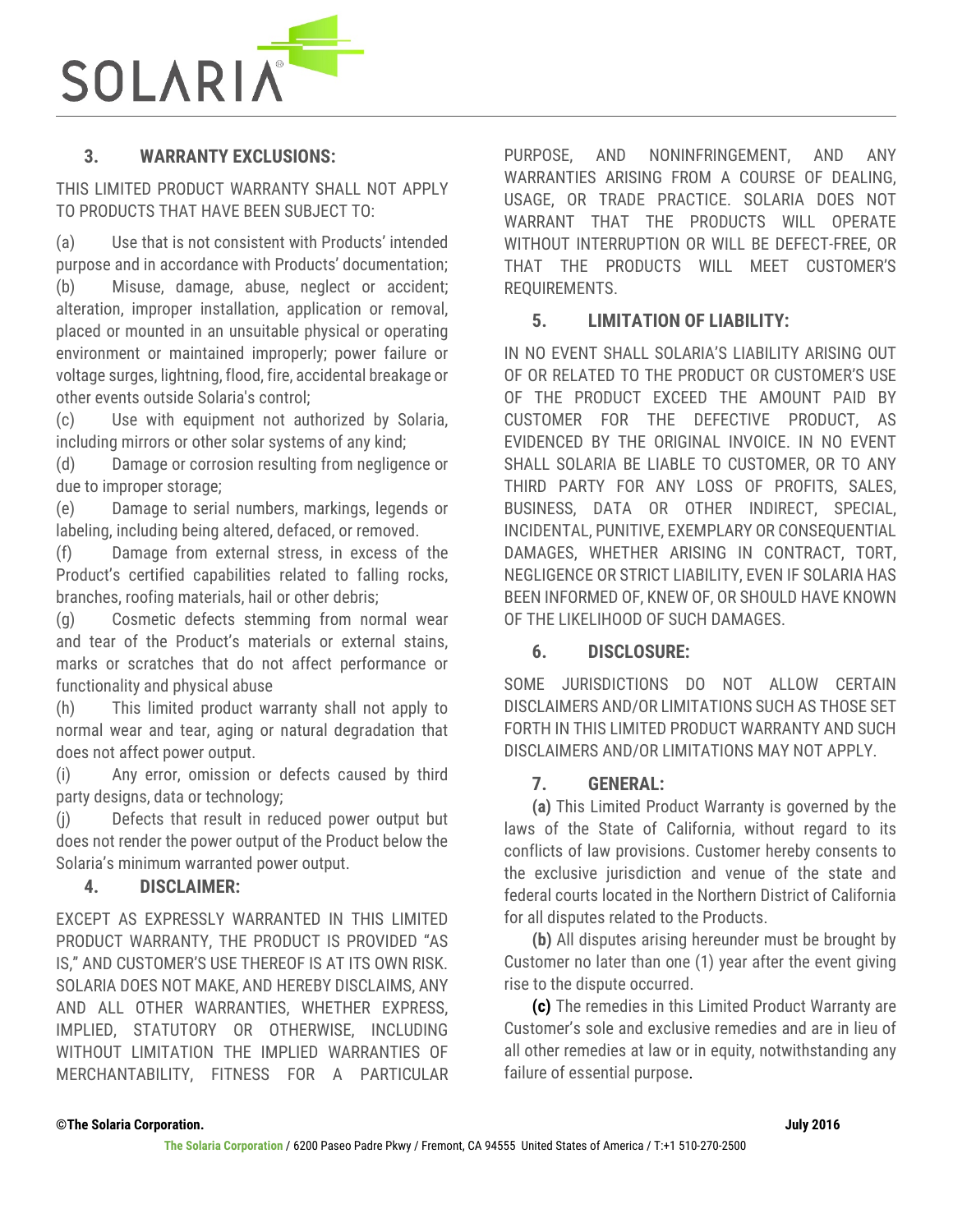## 3. WARRANTY EXCLUSIONS:

THIS LIMITED PRODUCT WARRANTY SHALL NOT APPLY TO PRODUCTS THAT HAVE BEEN SUBJECT TO:

(a) Use that is not consistent with Products' intended purpose and in accordance with Products' documentation;
(b) Misuse, damage, abuse, neglect or accident; alteration, improper installation, application or removal, placed or mounted in an unsuitable physical or operating environment or maintained improperly; power failure or voltage surges, lightning, flood, fire, accidental breakage or other events outside Solaria's control;
(c) Use with equipment not authorized by Solaria, including mirrors or other solar systems of any kind;
(d) Damage or corrosion resulting from negligence or due to improper storage;
(e) Damage to serial numbers, markings, legends or labeling, including being altered, defaced, or removed.
(f) Damage from external stress, in excess of the Product's certified capabilities related to falling rocks, branches, roofing materials, hail or other debris;
(g) Cosmetic defects stemming from normal wear and tear of the Product's materials or external stains, marks or scratches that do not affect performance or functionality and physical abuse
(h) This limited product warranty shall not apply to normal wear and tear, aging or natural degradation that does not affect power output.
(i) Any error, omission or defects caused by third party designs, data or technology;
(j) Defects that result in reduced power output but does not render the power output of the Product below the Solaria's minimum warranted power output.

## 4. DISCLAIMER:

EXCEPT AS EXPRESSLY WARRANTED IN THIS LIMITED PRODUCT WARRANTY, THE PRODUCT IS PROVIDED "AS IS," AND CUSTOMER'S USE THEREOF IS AT ITS OWN RISK. SOLARIA DOES NOT MAKE, AND HEREBY DISCLAIMS, ANY AND ALL OTHER WARRANTIES, WHETHER EXPRESS, IMPLIED, STATUTORY OR OTHERWISE, INCLUDING WITHOUT LIMITATION THE IMPLIED WARRANTIES OF MERCHANTABILITY, FITNESS FOR A PARTICULAR PURPOSE, AND NONINFRINGEMENT, AND ANY WARRANTIES ARISING FROM A COURSE OF DEALING, USAGE, OR TRADE PRACTICE. SOLARIA DOES NOT WARRANT THAT THE PRODUCTS WILL OPERATE WITHOUT INTERRUPTION OR WILL BE DEFECT-FREE, OR THAT THE PRODUCTS WILL MEET CUSTOMER'S REQUIREMENTS.

## 5. LIMITATION OF LIABILITY:

IN NO EVENT SHALL SOLARIA'S LIABILITY ARISING OUT OF OR RELATED TO THE PRODUCT OR CUSTOMER'S USE OF THE PRODUCT EXCEED THE AMOUNT PAID BY CUSTOMER FOR THE DEFECTIVE PRODUCT, AS EVIDENCED BY THE ORIGINAL INVOICE. IN NO EVENT SHALL SOLARIA BE LIABLE TO CUSTOMER, OR TO ANY THIRD PARTY FOR ANY LOSS OF PROFITS, SALES, BUSINESS, DATA OR OTHER INDIRECT, SPECIAL, INCIDENTAL, PUNITIVE, EXEMPLARY OR CONSEQUENTIAL DAMAGES, WHETHER ARISING IN CONTRACT, TORT, NEGLIGENCE OR STRICT LIABILITY, EVEN IF SOLARIA HAS BEEN INFORMED OF, KNEW OF, OR SHOULD HAVE KNOWN OF THE LIKELIHOOD OF SUCH DAMAGES.

## 6. DISCLOSURE:

SOME JURISDICTIONS DO NOT ALLOW CERTAIN DISCLAIMERS AND/OR LIMITATIONS SUCH AS THOSE SET FORTH IN THIS LIMITED PRODUCT WARRANTY AND SUCH DISCLAIMERS AND/OR LIMITATIONS MAY NOT APPLY.

## 7. GENERAL:

**(a)** This Limited Product Warranty is governed by the laws of the State of California, without regard to its conflicts of law provisions. Customer hereby consents to the exclusive jurisdiction and venue of the state and federal courts located in the Northern District of California for all disputes related to the Products.

**(b)** All disputes arising hereunder must be brought by Customer no later than one (1) year after the event giving rise to the dispute occurred.

**(c)** The remedies in this Limited Product Warranty are Customer's sole and exclusive remedies and are in lieu of all other remedies at law or in equity, notwithstanding any failure of essential purpose.